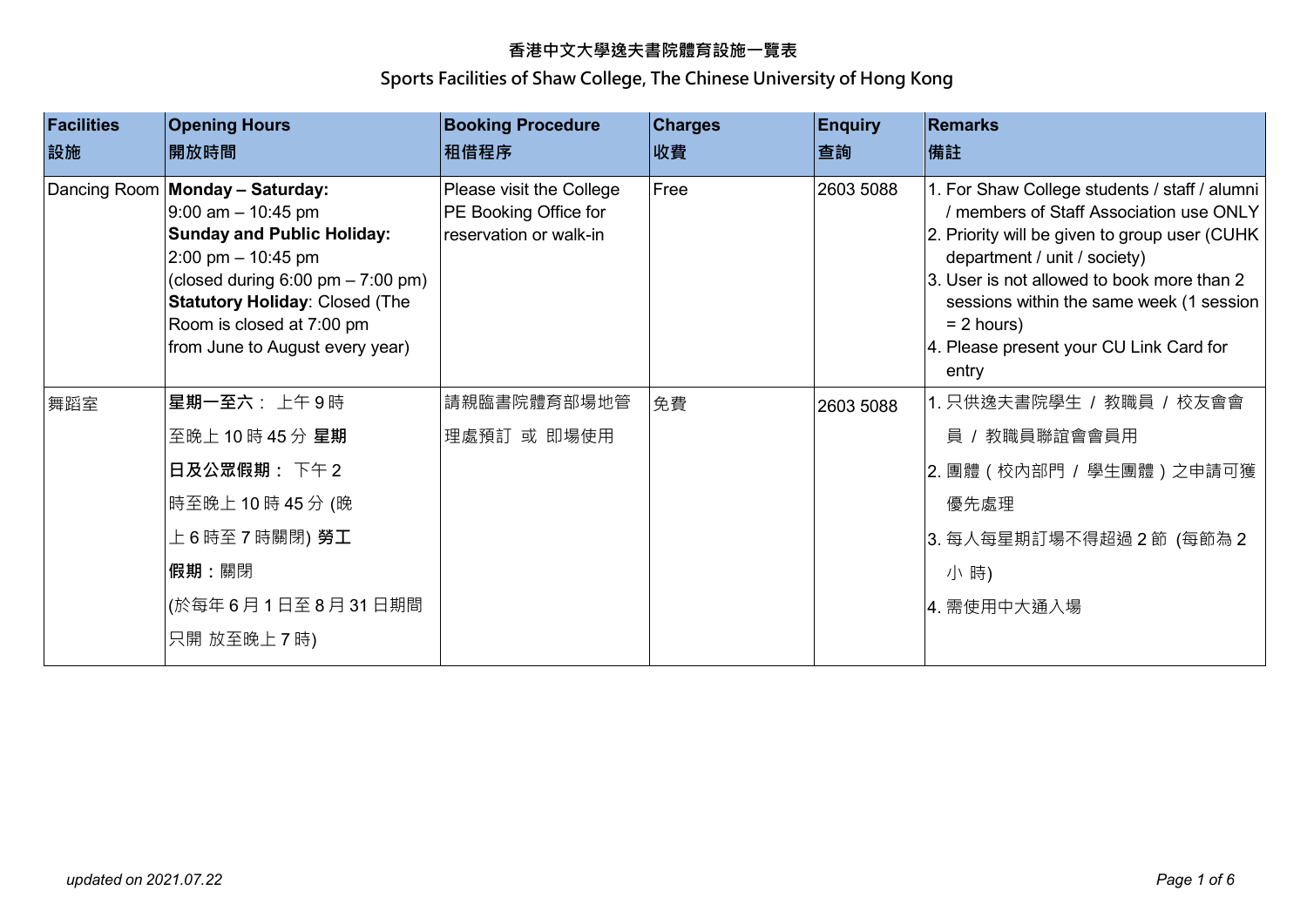# 香港中文大學逸夫書院體育設施一覽表

## Sports Facilities of Shaw College, The Chinese University of Hong Kong

| Facilities<br>設施 | Opening Hours<br>開放時間 | Booking Procedure<br>租借程序 | Charges<br>收費 | Enquiry<br>查詢 | Remarks<br>備註 |
|---|---|---|---|---|---|
| Dancing Room | **Monday – Saturday:**<br>9:00 am – 10:45 pm<br>**Sunday and Public Holiday:**<br>2:00 pm – 10:45 pm<br>(closed during 6:00 pm – 7:00 pm)<br>**Statutory Holiday**: Closed (The Room is closed at 7:00 pm from June to August every year) | Please visit the College PE Booking Office for reservation or walk-in | Free | 2603 5088 | 1. For Shaw College students / staff / alumni / members of Staff Association use ONLY<br>2. Priority will be given to group user (CUHK department / unit / society)<br>3. User is not allowed to book more than 2 sessions within the same week (1 session = 2 hours)<br>4. Please present your CU Link Card for entry |
| 舞蹈室 | **星期一至六**： 上午 9 時至晚上 10 時 45 分 **星期日及公眾假期**： 下午 2 時至晚上 10 時 45 分 (晚上 6 時至 7 時關閉) **勞工假期**：關閉<br>(於每年 6 月 1 日至 8 月 31 日期間只開 放至晚上 7 時) | 請親臨書院體育部場地管理處預訂 或 即場使用 | 免費 | 2603 5088 | 1. 只供逸夫書院學生 / 教職員 / 校友會會員 / 教職員聯誼會會員用<br>2. 團體（校內部門 / 學生團體）之申請可獲優先處理<br>3. 每人每星期訂場不得超過 2 節 (每節為 2 小 時)<br>4. 需使用中大通入場 |

*updated on 2021.07.22*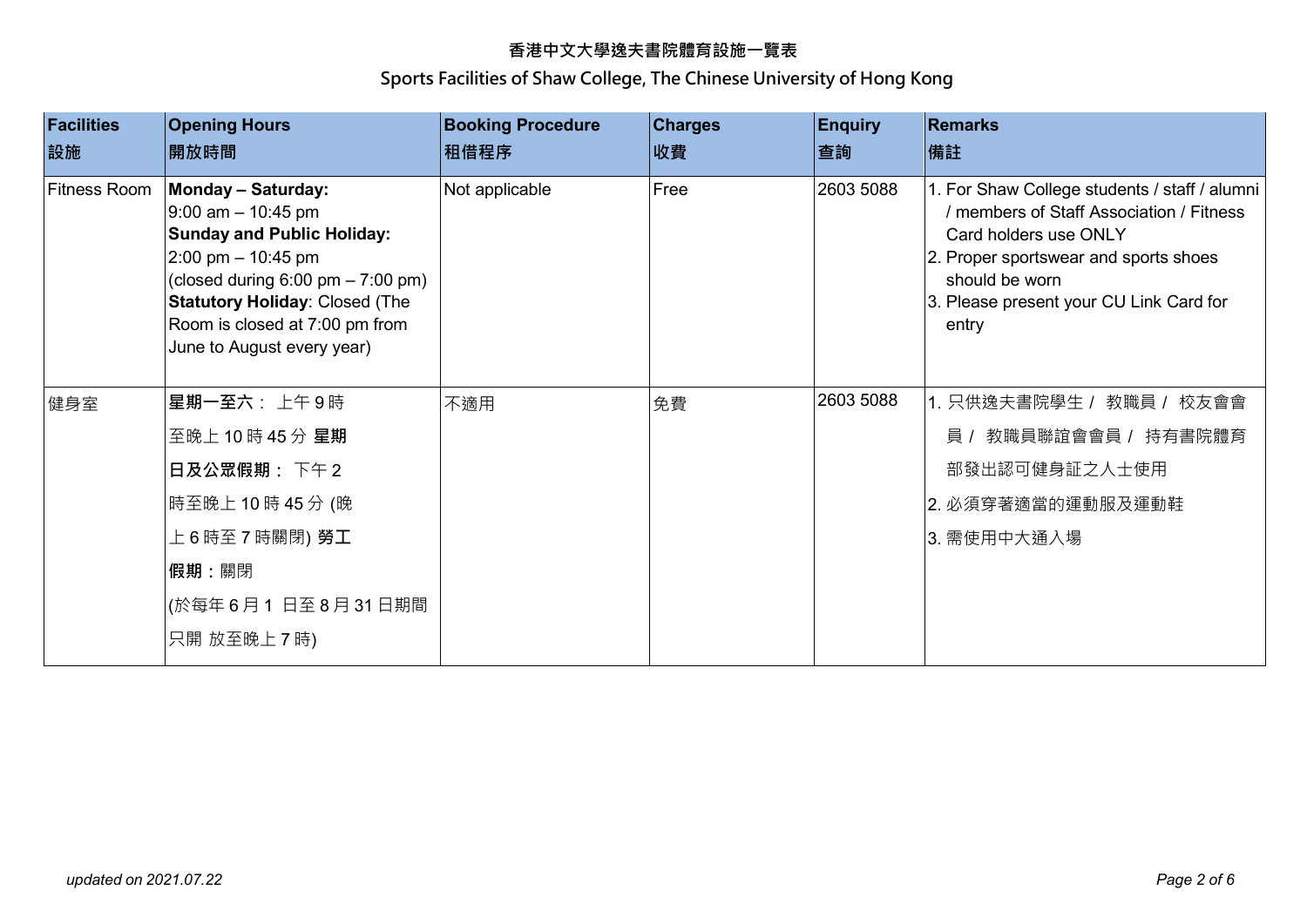# 香港中文大學逸夫書院體育設施一覽表

## Sports Facilities of Shaw College, The Chinese University of Hong Kong

| **Facilities**<br>**設施** | **Opening Hours**<br>**開放時間** | **Booking Procedure**<br>**租借程序** | **Charges**<br>**收費** | **Enquiry**<br>**查詢** | **Remarks**<br>**備註** |
|---|---|---|---|---|---|
| Fitness Room | **Monday – Saturday:**<br>9:00 am – 10:45 pm<br>**Sunday and Public Holiday:**<br>2:00 pm – 10:45 pm<br>(closed during 6:00 pm – 7:00 pm)<br>**Statutory Holiday**: Closed (The Room is closed at 7:00 pm from June to August every year) | Not applicable | Free | 2603 5088 | 1. For Shaw College students / staff / alumni / members of Staff Association / Fitness Card holders use ONLY<br>2. Proper sportswear and sports shoes should be worn<br>3. Please present your CU Link Card for entry |
| 健身室 | **星期一至六**： 上午 9 時至晚上 10 時 45 分 **星期日及公眾假期**： 下午 2 時至晚上 10 時 45 分 (晚上 6 時至 7 時關閉) **勞工假期**：關閉<br>(於每年 6 月 1 日至 8 月 31 日期間只開放至晚上 7 時) | 不適用 | 免費 | 2603 5088 | 1. 只供逸夫書院學生 / 教職員 / 校友會會員 / 教職員聯誼會會員 / 持有書院體育部發出認可健身証之人士使用<br>2. 必須穿著適當的運動服及運動鞋<br>3. 需使用中大通入場 |

*updated on 2021.07.22*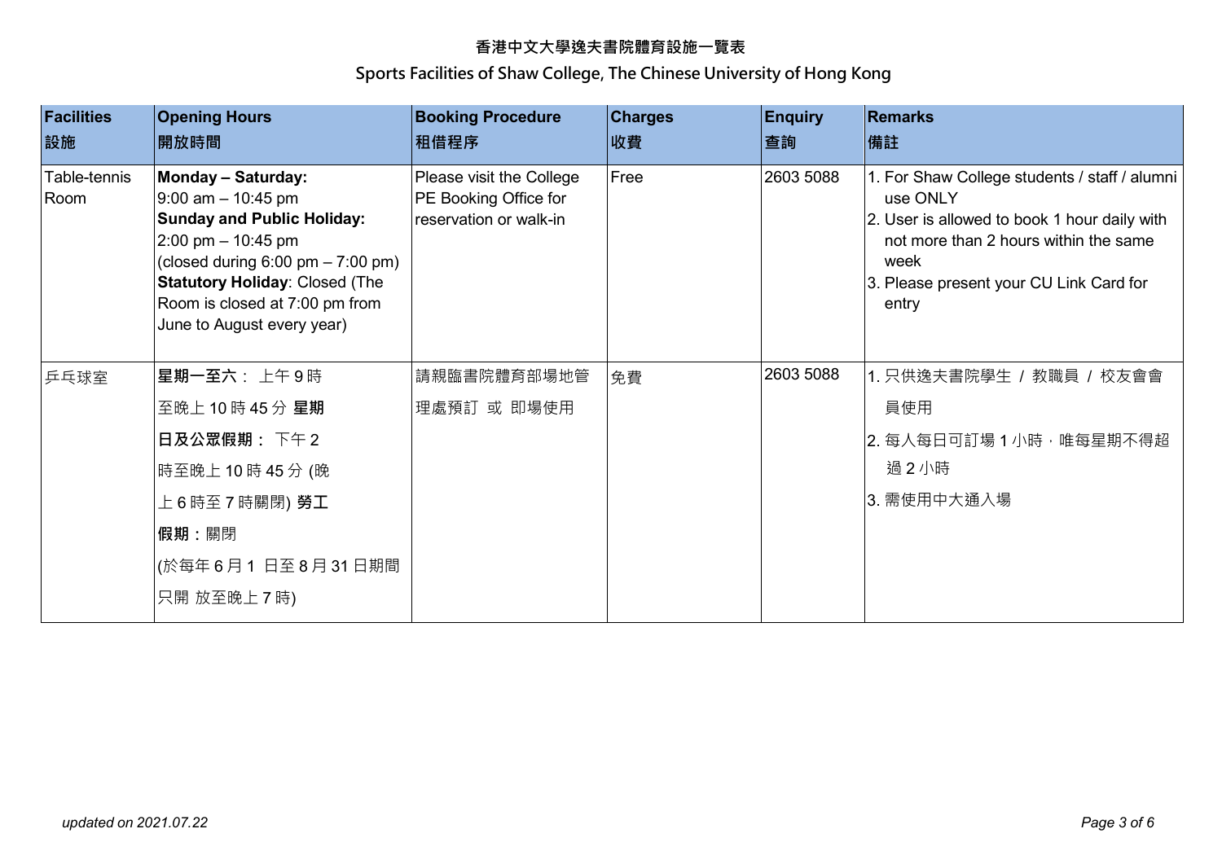## 香港中文大學逸夫書院體育設施一覽表

## Sports Facilities of Shaw College, The Chinese University of Hong Kong

| **Facilities**<br>**設施** | **Opening Hours**<br>**開放時間** | **Booking Procedure**<br>**租借程序** | **Charges**<br>**收費** | **Enquiry**<br>**查詢** | **Remarks**<br>**備註** |
|---|---|---|---|---|---|
| Table-tennis Room | **Monday – Saturday:**<br>9:00 am – 10:45 pm<br>**Sunday and Public Holiday:**<br>2:00 pm – 10:45 pm<br>(closed during 6:00 pm – 7:00 pm)<br>**Statutory Holiday**: Closed (The Room is closed at 7:00 pm from June to August every year) | Please visit the College PE Booking Office for reservation or walk-in | Free | 2603 5088 | 1. For Shaw College students / staff / alumni use ONLY<br>2. User is allowed to book 1 hour daily with not more than 2 hours within the same week<br>3. Please present your CU Link Card for entry |
| 乒乓球室 | **星期一至六**： 上午 9 時至晚上 10 時 45 分 **星期日及公眾假期**： 下午 2 時至晚上 10 時 45 分 (晚上 6 時至 7 時關閉) **勞工假期**：關閉<br>(於每年 6 月 1 日至 8 月 31 日期間只開 放至晚上 7 時) | 請親臨書院體育部場地管理處預訂 或 即場使用 | 免費 | 2603 5088 | 1. 只供逸夫書院學生 / 教職員 / 校友會會員使用<br>2. 每人每日可訂場 1 小時，唯每星期不得超過 2 小時<br>3. 需使用中大通入場 |

*updated on 2021.07.22*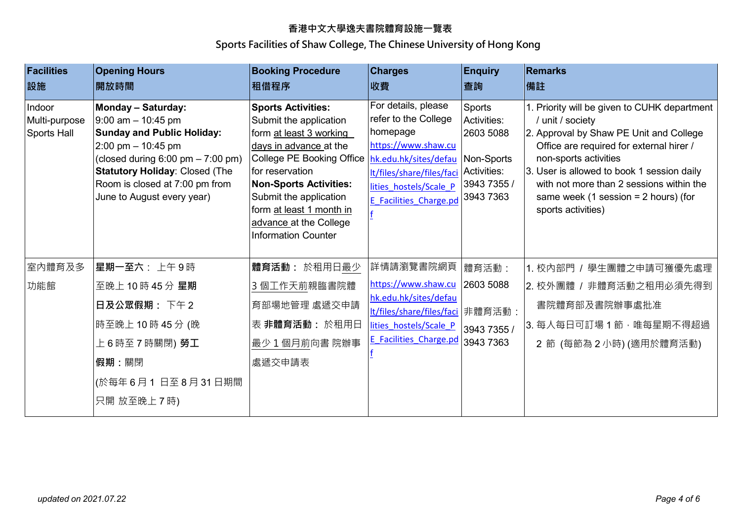# 香港中文大學逸夫書院體育設施一覽表

## Sports Facilities of Shaw College, The Chinese University of Hong Kong

| Facilities<br>設施 | Opening Hours<br>開放時間 | Booking Procedure<br>租借程序 | Charges<br>收費 | Enquiry<br>查詢 | Remarks<br>備註 |
|---|---|---|---|---|---|
| Indoor Multi-purpose Sports Hall | **Monday – Saturday:**<br>9:00 am – 10:45 pm<br>**Sunday and Public Holiday:**<br>2:00 pm – 10:45 pm<br>(closed during 6:00 pm – 7:00 pm)<br>**Statutory Holiday**: Closed (The Room is closed at 7:00 pm from June to August every year) | **Sports Activities:**<br>Submit the application form at least 3 working days in advance at the College PE Booking Office for reservation<br>**Non-Sports Activities:**<br>Submit the application form at least 1 month in advance at the College Information Counter | For details, please refer to the College homepage [https://www.shaw.cuhk.edu.hk/sites/default/files/share/files/facilities_hostels/Scale_PE_Facilities_Charge.pdf](https://www.shaw.cuhk.edu.hk/sites/default/files/share/files/facilities_hostels/Scale_PE_Facilities_Charge.pdf) | Sports Activities:<br>2603 5088<br><br>Non-Sports Activities:<br>3943 7355 / 3943 7363 | 1. Priority will be given to CUHK department / unit / society<br>2. Approval by Shaw PE Unit and College Office are required for external hirer / non-sports activities<br>3. User is allowed to book 1 session daily with not more than 2 sessions within the same week (1 session = 2 hours) (for sports activities) |
| 室內體育及多功能館 | **星期一至六**： 上午 9 時至晚上 10 時 45 分 **星期日及公眾假期**： 下午 2 時至晚上 10 時 45 分 (晚上 6 時至 7 時關閉) **勞工假期**：關閉<br>(於每年 6 月 1 日至 8 月 31 日期間只開 放至晚上 7 時) | **體育活動**： 於租用日最少 3 個工作天前親臨書院體育部場地管理 處遞交申請表 **非體育活動**： 於租用日最少 1 個月前向書 院辦事處遞交申請表 | 詳情請瀏覽書院網頁 [https://www.shaw.cuhk.edu.hk/sites/default/files/share/files/facilities_hostels/Scale_PE_Facilities_Charge.pdf](https://www.shaw.cuhk.edu.hk/sites/default/files/share/files/facilities_hostels/Scale_PE_Facilities_Charge.pdf) | 體育活動：<br>2603 5088<br>非體育活動：<br>3943 7355 / 3943 7363 | 1. 校內部門 / 學生團體之申請可獲優先處理<br>2. 校外團體 / 非體育活動之租用必須先得到書院體育部及書院辦事處批准<br>3. 每人每日可訂場 1 節，唯每星期不得超過 2 節 (每節為 2 小時) (適用於體育活動) |

*updated on 2021.07.22*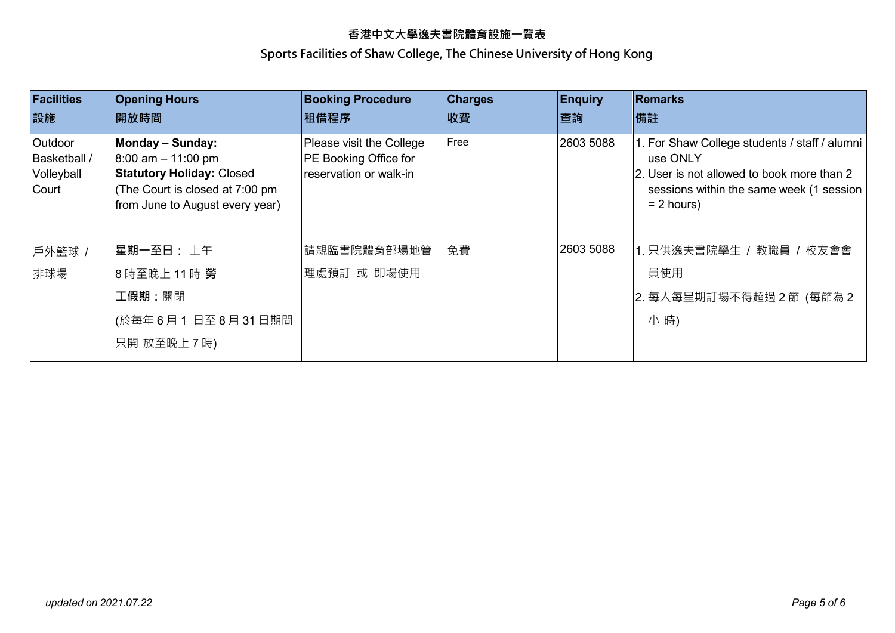# 香港中文大學逸夫書院體育設施一覽表

## Sports Facilities of Shaw College, The Chinese University of Hong Kong

| **Facilities<br>設施** | **Opening Hours<br>開放時間** | **Booking Procedure<br>租借程序** | **Charges<br>收費** | **Enquiry<br>查詢** | **Remarks<br>備註** |
|---|---|---|---|---|---|
| Outdoor Basketball / Volleyball Court | **Monday – Sunday:**<br>8:00 am – 11:00 pm<br>**Statutory Holiday:** Closed<br>(The Court is closed at 7:00 pm from June to August every year) | Please visit the College PE Booking Office for reservation or walk-in | Free | 2603 5088 | 1. For Shaw College students / staff / alumni use ONLY<br>2. User is not allowed to book more than 2 sessions within the same week (1 session = 2 hours) |
| 戶外籃球 / 排球場 | **星期一至日：** 上午 8 時至晚上 11 時 **勞工假期：**關閉<br>(於每年 6 月 1 日至 8 月 31 日期間只開 放至晚上 7 時) | 請親臨書院體育部場地管理處預訂 或 即場使用 | 免費 | 2603 5088 | 1. 只供逸夫書院學生 / 教職員 / 校友會會員使用<br>2. 每人每星期訂場不得超過 2 節 (每節為 2 小 時) |

*updated on 2021.07.22*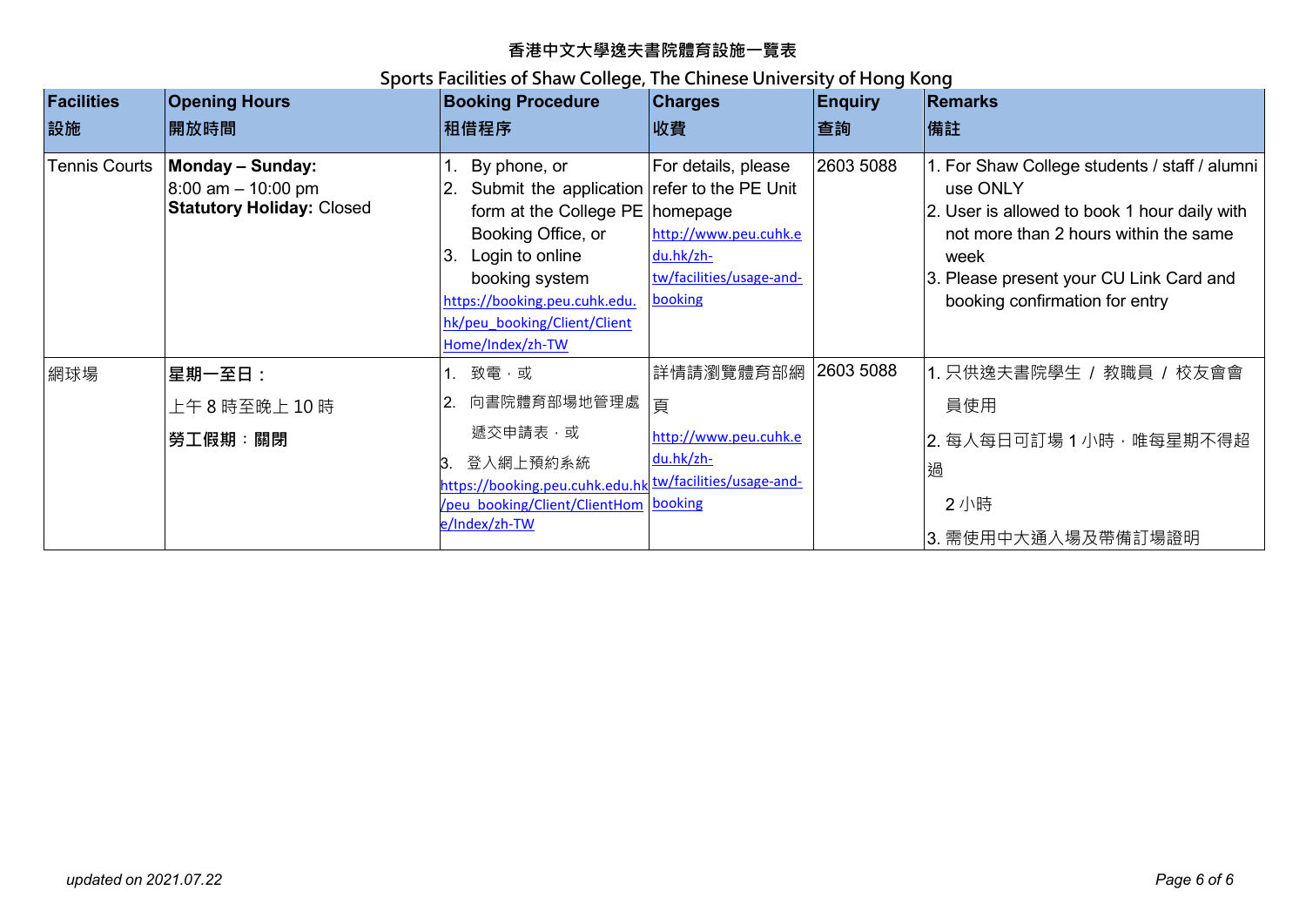**香港中文大學逸夫書院體育設施一覽表**

**Sports Facilities of Shaw College, The Chinese University of Hong Kong**

| Facilities 設施 | Opening Hours 開放時間 | Booking Procedure 租借程序 | Charges 收費 | Enquiry 查詢 | Remarks 備註 |
|---|---|---|---|---|---|
| Tennis Courts | **Monday – Sunday:** 8:00 am – 10:00 pm **Statutory Holiday:** Closed | 1. By phone, or 2. Submit the application form at the College PE Booking Office, or 3. Login to online booking system https://booking.peu.cuhk.edu.hk/peu_booking/Client/ClientHome/Index/zh-TW | For details, please refer to the PE Unit homepage http://www.peu.cuhk.edu.hk/zh-tw/facilities/usage-and-booking | 2603 5088 | 1. For Shaw College students / staff / alumni use ONLY 2. User is allowed to book 1 hour daily with not more than 2 hours within the same week 3. Please present your CU Link Card and booking confirmation for entry |
| 網球場 | **星期一至日：** 上午 8 時至晚上 10 時 **勞工假期：關閉** | 1. 致電，或 2. 向書院體育部場地管理處遞交申請表，或 3. 登入網上預約系統 https://booking.peu.cuhk.edu.hk/peu_booking/Client/ClientHome/Index/zh-TW | 詳情請瀏覽體育部網頁 http://www.peu.cuhk.edu.hk/zh-tw/facilities/usage-and-booking | 2603 5088 | 1. 只供逸夫書院學生 / 教職員 / 校友會會員使用 2. 每人每日可訂場 1 小時，唯每星期不得超過 2 小時 3. 需使用中大通入場及帶備訂場證明 |

*updated on 2021.07.22*